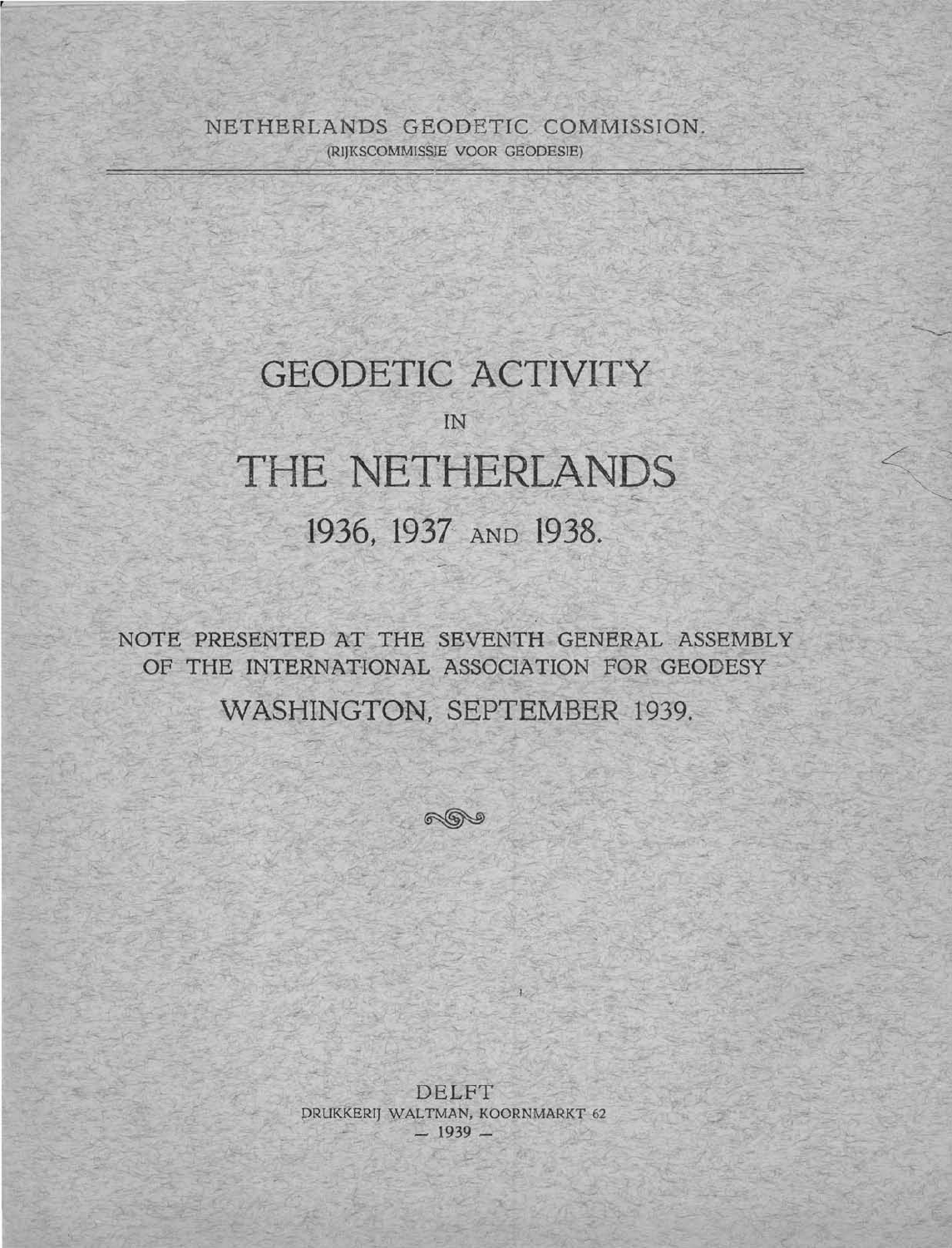NETHERLANDS GEODETIC COMMISSION.
(RIJKSCOMMISSIE VOOR GEODESIE)

# GEODETIC ACTIVITY

IN

# THE NETHERLANDS

## 1936, 1937 AND 1938.

NOTE PRESENTED AT THE SEVENTH GENERAL ASSEMBLY OF THE INTERNATIONAL ASSOCIATION FOR GEODESY

WASHINGTON, SEPTEMBER 1939.

DELFT
DRUKKERIJ WALTMAN, KOORNMARKT 62
— 1939 —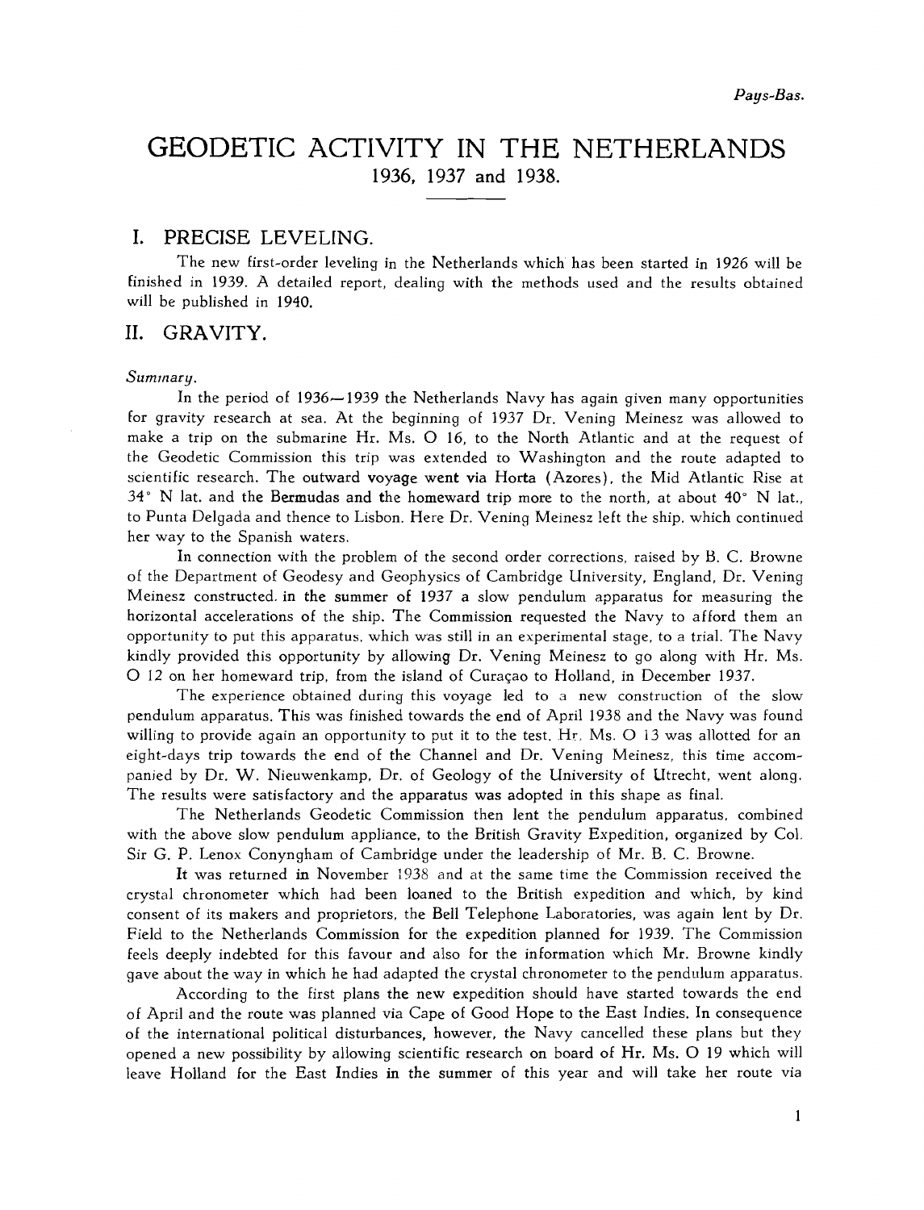# GEODETIC ACTIVITY IN THE NETHERLANDS

1936, 1937 and 1938.

## I. PRECISE LEVELING.

The new first-order leveling in the Netherlands which has been started in 1926 will be finished in 1939. A detailed report, dealing with the methods used and the results obtained will be published in 1940.

## II. GRAVITY.

*Summary.*

In the period of 1936—1939 the Netherlands Navy has again given many opportunities for gravity research at sea. At the beginning of 1937 Dr. Vening Meinesz was allowed to make a trip on the submarine Hr. Ms. O 16, to the North Atlantic and at the request of the Geodetic Commission this trip was extended to Washington and the route adapted to scientific research. The outward voyage went via Horta (Azores), the Mid Atlantic Rise at 34° N lat. and the Bermudas and the homeward trip more to the north, at about 40° N lat., to Punta Delgada and thence to Lisbon. Here Dr. Vening Meinesz left the ship, which continued her way to the Spanish waters.

In connection with the problem of the second order corrections, raised by B. C. Browne of the Department of Geodesy and Geophysics of Cambridge University, England, Dr. Vening Meinesz constructed in the summer of 1937 a slow pendulum apparatus for measuring the horizontal accelerations of the ship. The Commission requested the Navy to afford them an opportunity to put this apparatus, which was still in an experimental stage, to a trial. The Navy kindly provided this opportunity by allowing Dr. Vening Meinesz to go along with Hr. Ms. O 12 on her homeward trip, from the island of Curaçao to Holland, in December 1937.

The experience obtained during this voyage led to a new construction of the slow pendulum apparatus. This was finished towards the end of April 1938 and the Navy was found willing to provide again an opportunity to put it to the test. Hr. Ms. O 13 was allotted for an eight-days trip towards the end of the Channel and Dr. Vening Meinesz, this time accompanied by Dr. W. Nieuwenkamp, Dr. of Geology of the University of Utrecht, went along. The results were satisfactory and the apparatus was adopted in this shape as final.

The Netherlands Geodetic Commission then lent the pendulum apparatus, combined with the above slow pendulum appliance, to the British Gravity Expedition, organized by Col. Sir G. P. Lenox Conyngham of Cambridge under the leadership of Mr. B. C. Browne.

It was returned in November 1938 and at the same time the Commission received the crystal chronometer which had been loaned to the British expedition and which, by kind consent of its makers and proprietors, the Bell Telephone Laboratories, was again lent by Dr. Field to the Netherlands Commission for the expedition planned for 1939. The Commission feels deeply indebted for this favour and also for the information which Mr. Browne kindly gave about the way in which he had adapted the crystal chronometer to the pendulum apparatus.

According to the first plans the new expedition should have started towards the end of April and the route was planned via Cape of Good Hope to the East Indies. In consequence of the international political disturbances, however, the Navy cancelled these plans but they opened a new possibility by allowing scientific research on board of Hr. Ms. O 19 which will leave Holland for the East Indies in the summer of this year and will take her route via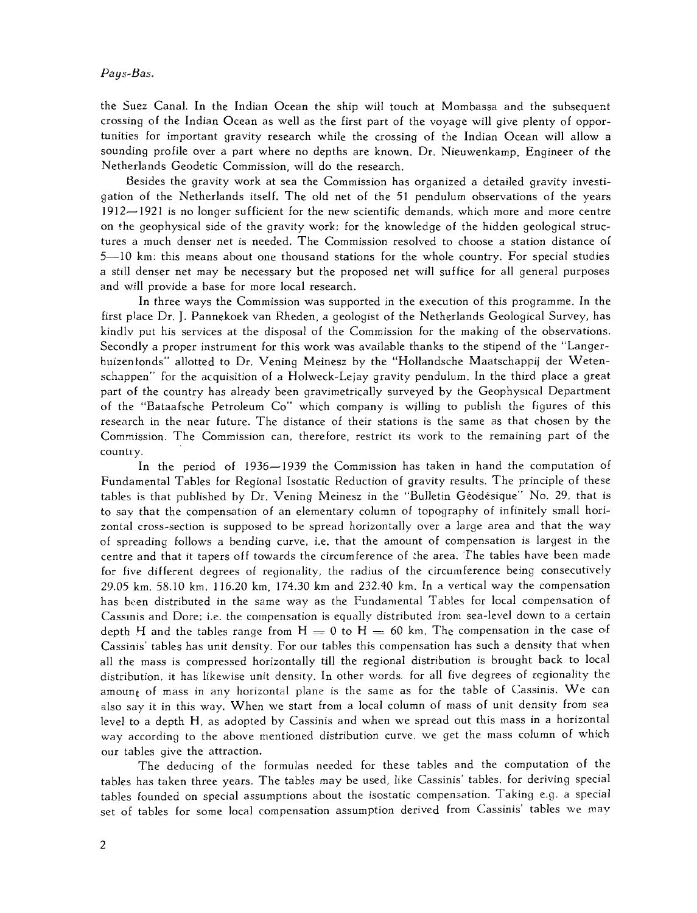the Suez Canal. In the Indian Ocean the ship will touch at Mombassa and the subsequent crossing of the Indian Ocean as well as the first part of the voyage will give plenty of opportunities for important gravity research while the crossing of the Indian Ocean will allow a sounding profile over a part where no depths are known. Dr. Nieuwenkamp, Engineer of the Netherlands Geodetic Commission, will do the research.

Besides the gravity work at sea the Commission has organized a detailed gravity investigation of the Netherlands itself. The old net of the 51 pendulum observations of the years 1912—1921 is no longer sufficient for the new scientific demands, which more and more centre on the geophysical side of the gravity work; for the knowledge of the hidden geological structures a much denser net is needed. The Commission resolved to choose a station distance of 5—10 km: this means about one thousand stations for the whole country. For special studies a still denser net may be necessary but the proposed net will suffice for all general purposes and will provide a base for more local research.

In three ways the Commission was supported in the execution of this programme. In the first place Dr. J. Pannekoek van Rheden, a geologist of the Netherlands Geological Survey, has kindly put his services at the disposal of the Commission for the making of the observations. Secondly a proper instrument for this work was available thanks to the stipend of the "Langerhuizenfonds" allotted to Dr. Vening Meinesz by the "Hollandsche Maatschappij der Wetenschappen" for the acquisition of a Holweck-Lejay gravity pendulum. In the third place a great part of the country has already been gravimetrically surveyed by the Geophysical Department of the "Bataafsche Petroleum Co" which company is willing to publish the figures of this research in the near future. The distance of their stations is the same as that chosen by the Commission. The Commission can, therefore, restrict its work to the remaining part of the country.

In the period of 1936—1939 the Commission has taken in hand the computation of Fundamental Tables for Regional Isostatic Reduction of gravity results. The principle of these tables is that published by Dr. Vening Meinesz in the "Bulletin Géodésique" No. 29, that is to say that the compensation of an elementary column of topography of infinitely small horizontal cross-section is supposed to be spread horizontally over a large area and that the way of spreading follows a bending curve, i.e. that the amount of compensation is largest in the centre and that it tapers off towards the circumference of the area. The tables have been made for five different degrees of regionality, the radius of the circumference being consecutively 29.05 km, 58.10 km, 116.20 km, 174.30 km and 232.40 km. In a vertical way the compensation has been distributed in the same way as the Fundamental Tables for local compensation of Cassinis and Dore; i.e. the compensation is equally distributed from sea-level down to a certain depth H and the tables range from $H = 0$ to $H = 60$ km. The compensation in the case of Cassinis' tables has unit density. For our tables this compensation has such a density that when all the mass is compressed horizontally till the regional distribution is brought back to local distribution, it has likewise unit density. In other words for all five degrees of regionality the amount of mass in any horizontal plane is the same as for the table of Cassinis. We can also say it in this way. When we start from a local column of mass of unit density from sea level to a depth H, as adopted by Cassinis and when we spread out this mass in a horizontal way according to the above mentioned distribution curve, we get the mass column of which our tables give the attraction.

The deducing of the formulas needed for these tables and the computation of the tables has taken three years. The tables may be used, like Cassinis' tables, for deriving special tables founded on special assumptions about the isostatic compensation. Taking e.g. a special set of tables for some local compensation assumption derived from Cassinis' tables we may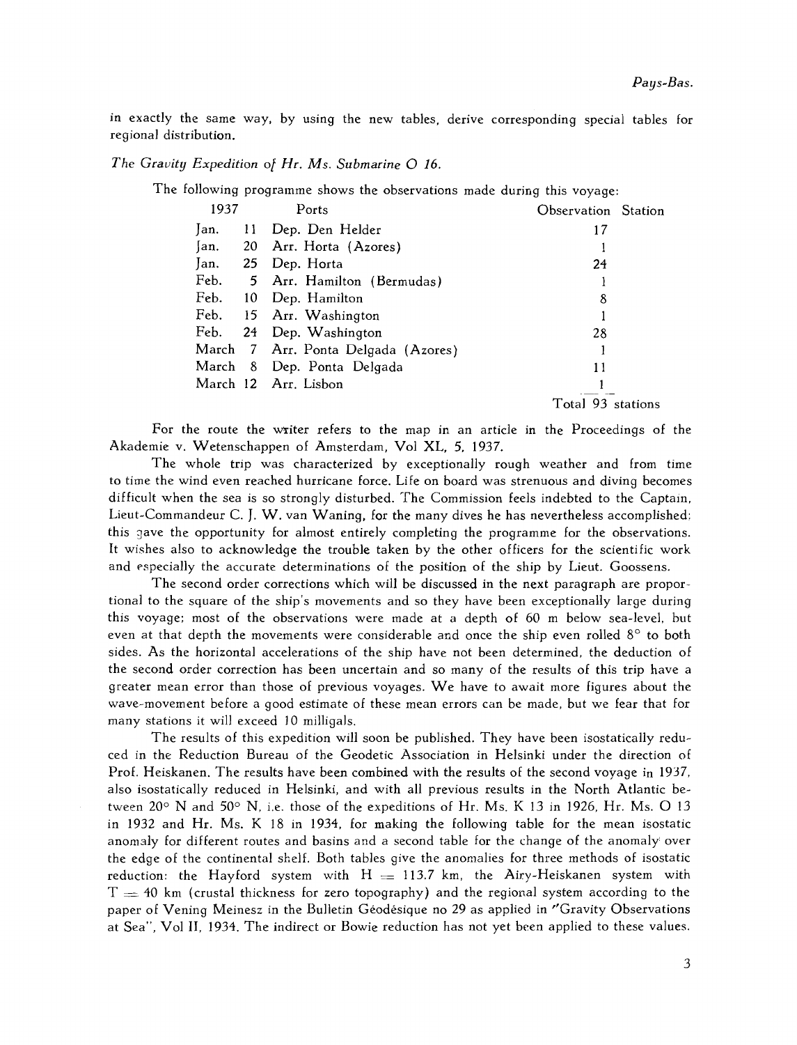in exactly the same way, by using the new tables, derive corresponding special tables for regional distribution.

*The Gravity Expedition of Hr. Ms. Submarine O 16.*

The following programme shows the observations made during this voyage:

| 1937 | Ports | Observation Station |
|---|---|---|
| Jan. 11 | Dep. Den Helder | 17 |
| Jan. 20 | Arr. Horta (Azores) | 1 |
| Jan. 25 | Dep. Horta | 24 |
| Feb. 5 | Arr. Hamilton (Bermudas) | 1 |
| Feb. 10 | Dep. Hamilton | 8 |
| Feb. 15 | Arr. Washington | 1 |
| Feb. 24 | Dep. Washington | 28 |
| March 7 | Arr. Ponta Delgada (Azores) | 1 |
| March 8 | Dep. Ponta Delgada | 11 |
| March 12 | Arr. Lisbon | 1 |
| | | Total 93 stations |

For the route the writer refers to the map in an article in the Proceedings of the Akademie v. Wetenschappen of Amsterdam, Vol XL, 5, 1937.

The whole trip was characterized by exceptionally rough weather and from time to time the wind even reached hurricane force. Life on board was strenuous and diving becomes difficult when the sea is so strongly disturbed. The Commission feels indebted to the Captain, Lieut-Commandeur C. J. W. van Waning, for the many dives he has nevertheless accomplished; this gave the opportunity for almost entirely completing the programme for the observations. It wishes also to acknowledge the trouble taken by the other officers for the scientific work and especially the accurate determinations of the position of the ship by Lieut. Goossens.

The second order corrections which will be discussed in the next paragraph are proportional to the square of the ship's movements and so they have been exceptionally large during this voyage; most of the observations were made at a depth of 60 m below sea-level, but even at that depth the movements were considerable and once the ship even rolled 8° to both sides. As the horizontal accelerations of the ship have not been determined, the deduction of the second order correction has been uncertain and so many of the results of this trip have a greater mean error than those of previous voyages. We have to await more figures about the wave-movement before a good estimate of these mean errors can be made, but we fear that for many stations it will exceed 10 milligals.

The results of this expedition will soon be published. They have been isostatically reduced in the Reduction Bureau of the Geodetic Association in Helsinki under the direction of Prof. Heiskanen. The results have been combined with the results of the second voyage in 1937, also isostatically reduced in Helsinki, and with all previous results in the North Atlantic between 20° N and 50° N, i.e. those of the expeditions of Hr. Ms. K 13 in 1926, Hr. Ms. O 13 in 1932 and Hr. Ms. K 18 in 1934, for making the following table for the mean isostatic anomaly for different routes and basins and a second table for the change of the anomaly over the edge of the continental shelf. Both tables give the anomalies for three methods of isostatic reduction: the Hayford system with $H = 113.7$ km, the Airy-Heiskanen system with $T = 40$ km (crustal thickness for zero topography) and the regional system according to the paper of Vening Meinesz in the Bulletin Géodésique no 29 as applied in "Gravity Observations at Sea", Vol II, 1934. The indirect or Bowie reduction has not yet been applied to these values.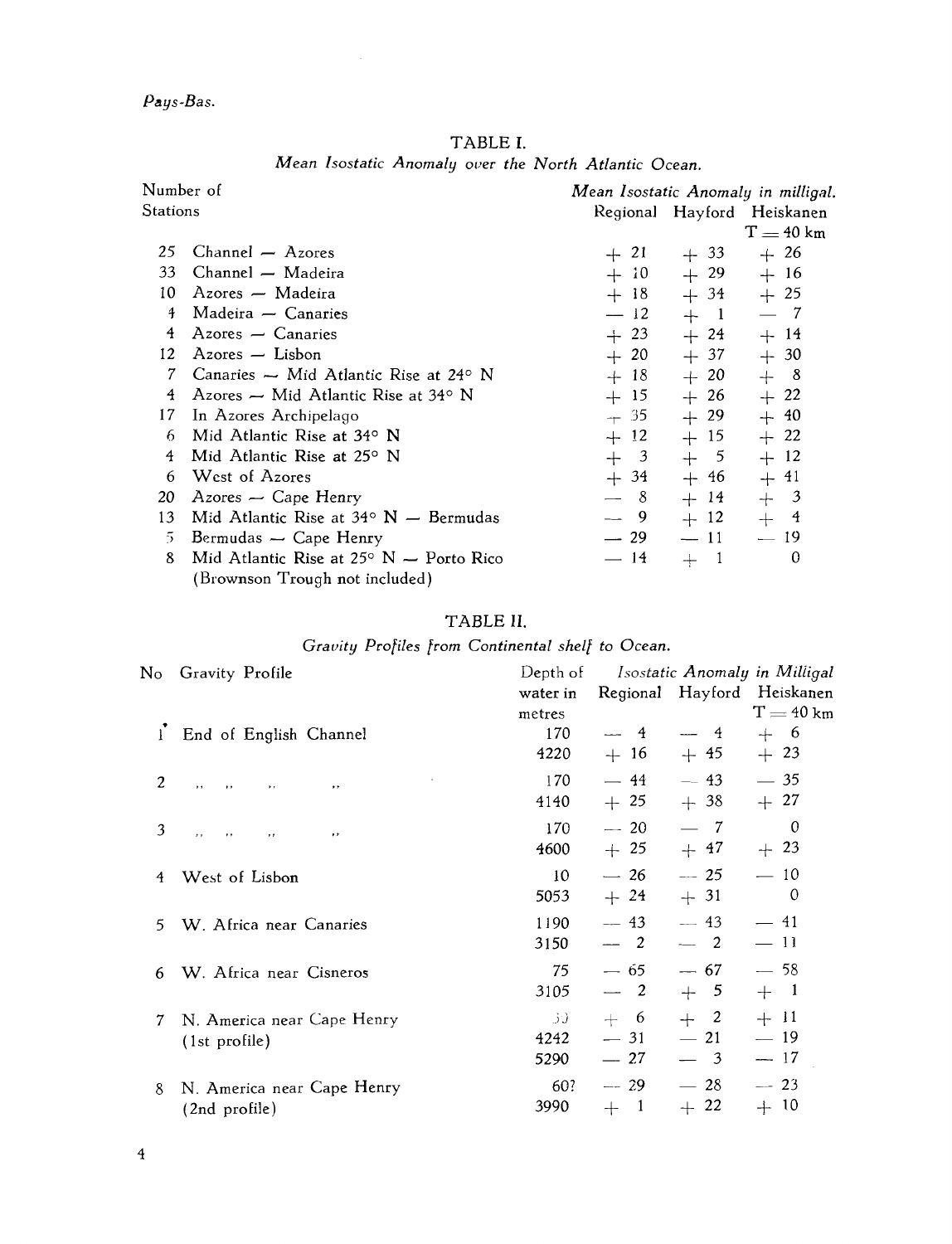*Pays-Bas.*

## TABLE I.

*Mean Isostatic Anomaly over the North Atlantic Ocean.*

| Number of Stations | | *Mean Isostatic Anomaly in milligal.* | | |
|---|---|---|---|---|
| | | Regional | Hayford | Heiskanen $T = 40$ km |
| 25 | Channel — Azores | + 21 | + 33 | + 26 |
| 33 | Channel — Madeira | + 10 | + 29 | + 16 |
| 10 | Azores — Madeira | + 18 | + 34 | + 25 |
| 4 | Madeira — Canaries | — 12 | + 1 | — 7 |
| 4 | Azores — Canaries | + 23 | + 24 | + 14 |
| 12 | Azores — Lisbon | + 20 | + 37 | + 30 |
| 7 | Canaries — Mid Atlantic Rise at 24° N | + 18 | + 20 | + 8 |
| 4 | Azores — Mid Atlantic Rise at 34° N | + 15 | + 26 | + 22 |
| 17 | In Azores Archipelago | + 35 | + 29 | + 40 |
| 6 | Mid Atlantic Rise at 34° N | + 12 | + 15 | + 22 |
| 4 | Mid Atlantic Rise at 25° N | + 3 | + 5 | + 12 |
| 6 | West of Azores | + 34 | + 46 | + 41 |
| 20 | Azores — Cape Henry | — 8 | + 14 | + 3 |
| 13 | Mid Atlantic Rise at 34° N — Bermudas | — 9 | + 12 | + 4 |
| 5 | Bermudas — Cape Henry | — 29 | — 11 | — 19 |
| 8 | Mid Atlantic Rise at 25° N — Porto Rico (Brownson Trough not included) | — 14 | + 1 | 0 |

## TABLE II.

*Gravity Profiles from Continental shelf to Ocean.*

| No | Gravity Profile | Depth of water in metres | *Isostatic Anomaly in Milligal* | | |
|---|---|---|---|---|---|
| | | | Regional | Hayford | Heiskanen $T = 40$ km |
| 1 | End of English Channel | 170 | — 4 | — 4 | + 6 |
| | | 4220 | + 16 | + 45 | + 23 |
| 2 | ,, ,, ,, ,, | 170 | — 44 | — 43 | — 35 |
| | | 4140 | + 25 | + 38 | + 27 |
| 3 | ,, ,, ,, ,, | 170 | — 20 | — 7 | 0 |
| | | 4600 | + 25 | + 47 | + 23 |
| 4 | West of Lisbon | 10 | — 26 | — 25 | — 10 |
| | | 5053 | + 24 | + 31 | 0 |
| 5 | W. Africa near Canaries | 1190 | — 43 | — 43 | — 41 |
| | | 3150 | — 2 | — 2 | — 11 |
| 6 | W. Africa near Cisneros | 75 | — 65 | — 67 | — 58 |
| | | 3105 | — 2 | + 5 | + 1 |
| 7 | N. America near Cape Henry (1st profile) | 33 | + 6 | + 2 | + 11 |
| | | 4242 | — 31 | — 21 | — 19 |
| | | 5290 | — 27 | — 3 | — 17 |
| 8 | N. America near Cape Henry (2nd profile) | 60? | — 29 | — 28 | — 23 |
| | | 3990 | + 1 | + 22 | + 10 |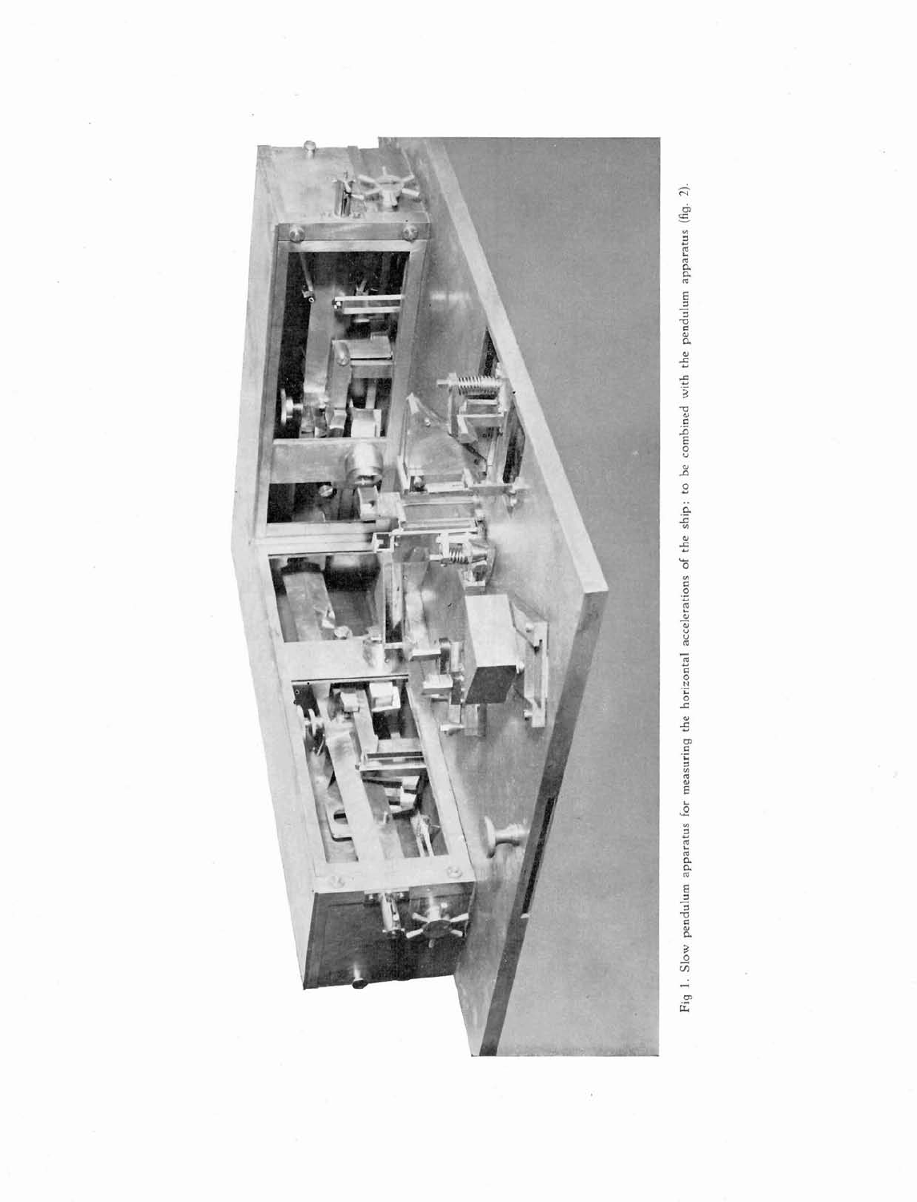Fig 1. Slow pendulum apparatus for measuring the horizontal accelerations of the ship; to be combined with the pendulum apparatus (fig. 2).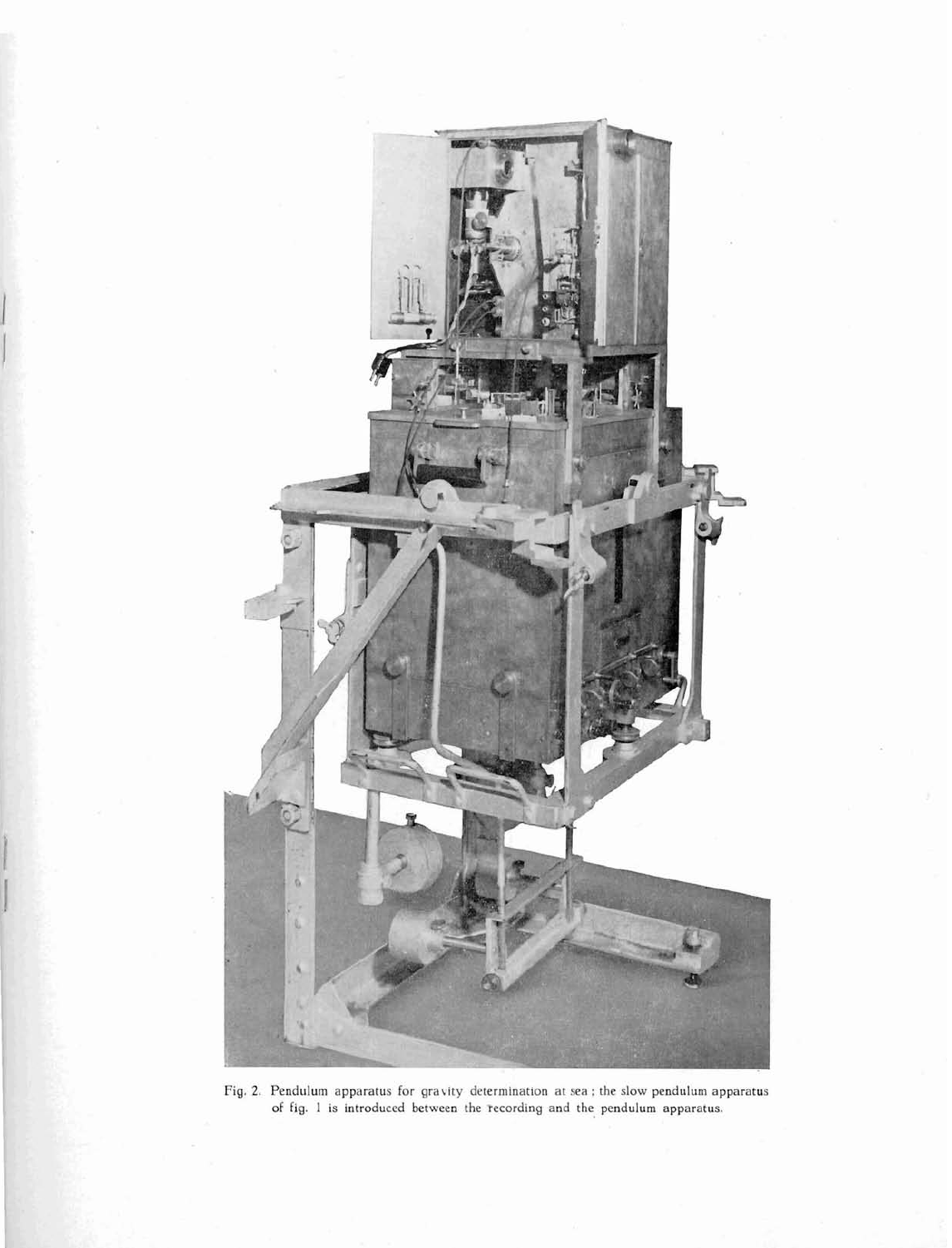Fig. 2. Pendulum apparatus for gravity determination at sea; the slow pendulum apparatus of fig. 1 is introduced between the recording and the pendulum apparatus.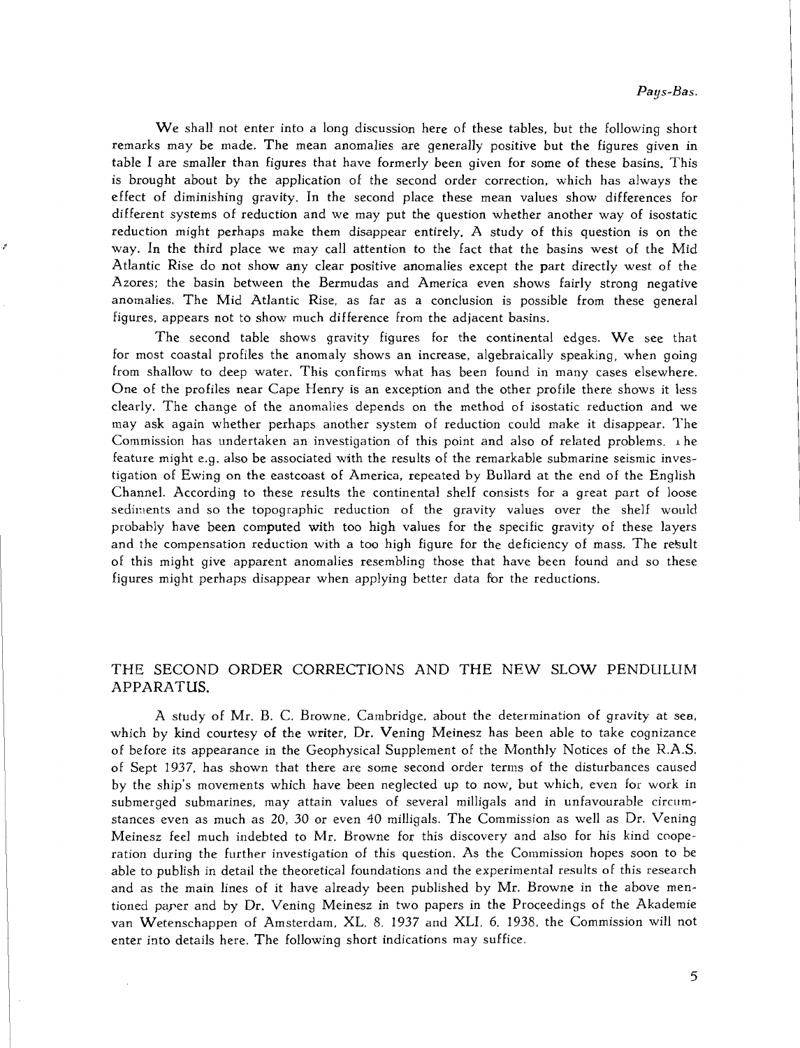We shall not enter into a long discussion here of these tables, but the following short remarks may be made. The mean anomalies are generally positive but the figures given in table I are smaller than figures that have formerly been given for some of these basins. This is brought about by the application of the second order correction, which has always the effect of diminishing gravity. In the second place these mean values show differences for different systems of reduction and we may put the question whether another way of isostatic reduction might perhaps make them disappear entirely. A study of this question is on the way. In the third place we may call attention to the fact that the basins west of the Mid Atlantic Rise do not show any clear positive anomalies except the part directly west of the Azores; the basin between the Bermudas and America even shows fairly strong negative anomalies. The Mid Atlantic Rise, as far as a conclusion is possible from these general figures, appears not to show much difference from the adjacent basins.

The second table shows gravity figures for the continental edges. We see that for most coastal profiles the anomaly shows an increase, algebraically speaking, when going from shallow to deep water. This confirms what has been found in many cases elsewhere. One of the profiles near Cape Henry is an exception and the other profile there shows it less clearly. The change of the anomalies depends on the method of isostatic reduction and we may ask again whether perhaps another system of reduction could make it disappear. The Commission has undertaken an investigation of this point and also of related problems. The feature might e.g. also be associated with the results of the remarkable submarine seismic investigation of Ewing on the eastcoast of America, repeated by Bullard at the end of the English Channel. According to these results the continental shelf consists for a great part of loose sediments and so the topographic reduction of the gravity values over the shelf would probably have been computed with too high values for the specific gravity of these layers and the compensation reduction with a too high figure for the deficiency of mass. The result of this might give apparent anomalies resembling those that have been found and so these figures might perhaps disappear when applying better data for the reductions.

## THE SECOND ORDER CORRECTIONS AND THE NEW SLOW PENDULUM APPARATUS.

A study of Mr. B. C. Browne, Cambridge, about the determination of gravity at sea, which by kind courtesy of the writer, Dr. Vening Meinesz has been able to take cognizance of before its appearance in the Geophysical Supplement of the Monthly Notices of the R.A.S. of Sept 1937, has shown that there are some second order terms of the disturbances caused by the ship's movements which have been neglected up to now, but which, even for work in submerged submarines, may attain values of several milligals and in unfavourable circumstances even as much as 20, 30 or even 40 milligals. The Commission as well as Dr. Vening Meinesz feel much indebted to Mr. Browne for this discovery and also for his kind cooperation during the further investigation of this question. As the Commission hopes soon to be able to publish in detail the theoretical foundations and the experimental results of this research and as the main lines of it have already been published by Mr. Browne in the above mentioned paper and by Dr. Vening Meinesz in two papers in the Proceedings of the Akademie van Wetenschappen of Amsterdam, XL, 8, 1937 and XLI, 6, 1938, the Commission will not enter into details here. The following short indications may suffice.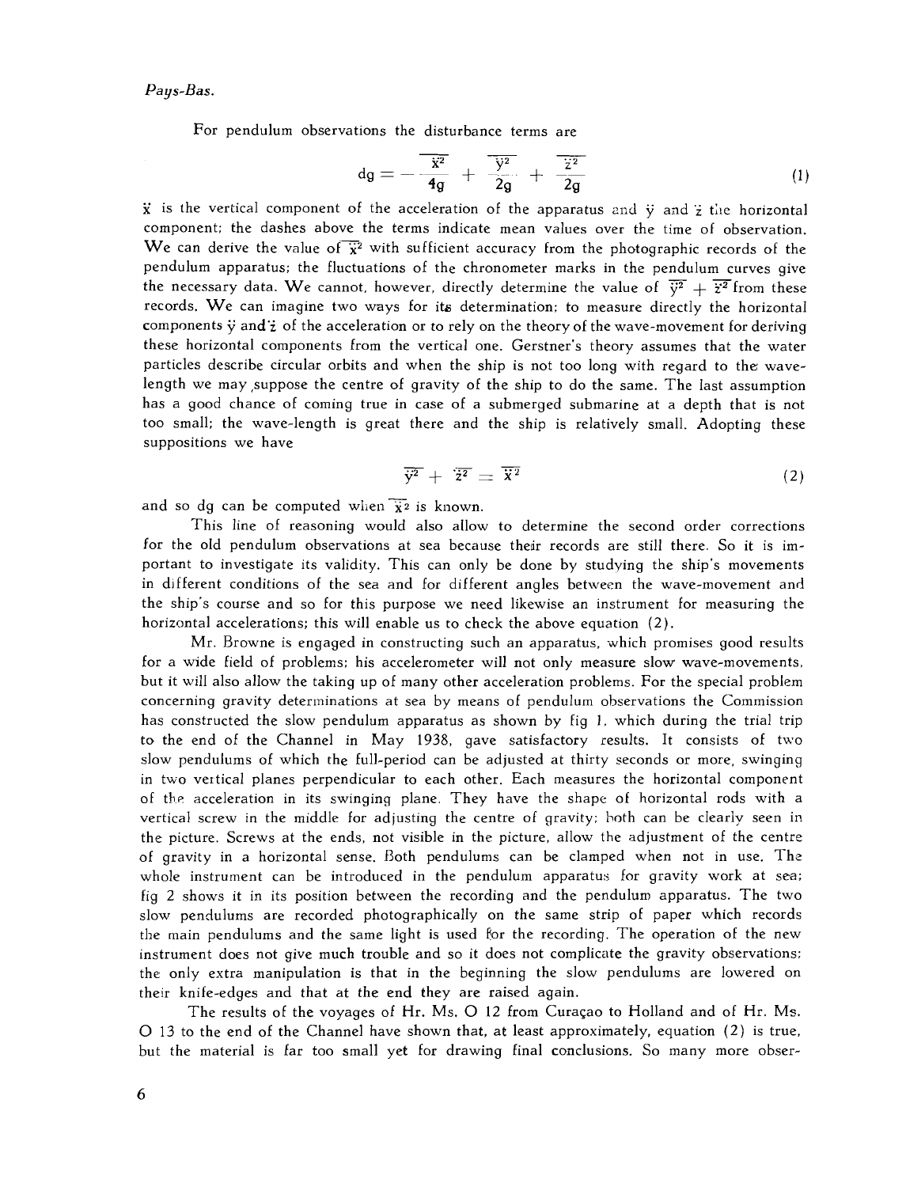*Pays-Bas.*

For pendulum observations the disturbance terms are

$$dg = -\frac{\overline{\ddot{x}^2}}{4g} + \frac{\overline{\ddot{y}^2}}{2g} + \frac{\overline{\ddot{z}^2}}{2g} \tag{1}$$

$\ddot{x}$ is the vertical component of the acceleration of the apparatus and $\ddot{y}$ and $\ddot{z}$ the horizontal component; the dashes above the terms indicate mean values over the time of observation. We can derive the value of $\overline{\ddot{x}^2}$ with sufficient accuracy from the photographic records of the pendulum apparatus; the fluctuations of the chronometer marks in the pendulum curves give the necessary data. We cannot, however, directly determine the value of $\overline{\ddot{y}^2} + \overline{\ddot{z}^2}$ from these records. We can imagine two ways for its determination; to measure directly the horizontal components $\ddot{y}$ and $\ddot{z}$ of the acceleration or to rely on the theory of the wave-movement for deriving these horizontal components from the vertical one. Gerstner's theory assumes that the water particles describe circular orbits and when the ship is not too long with regard to the wave-length we may suppose the centre of gravity of the ship to do the same. The last assumption has a good chance of coming true in case of a submerged submarine at a depth that is not too small; the wave-length is great there and the ship is relatively small. Adopting these suppositions we have

$$\overline{\ddot{y}^2} + \overline{\ddot{z}^2} = \overline{\ddot{x}^2} \tag{2}$$

and so dg can be computed when $\overline{\ddot{x}^2}$ is known.

This line of reasoning would also allow to determine the second order corrections for the old pendulum observations at sea because their records are still there. So it is important to investigate its validity. This can only be done by studying the ship's movements in different conditions of the sea and for different angles between the wave-movement and the ship's course and so for this purpose we need likewise an instrument for measuring the horizontal accelerations; this will enable us to check the above equation (2).

Mr. Browne is engaged in constructing such an apparatus, which promises good results for a wide field of problems; his accelerometer will not only measure slow wave-movements, but it will also allow the taking up of many other acceleration problems. For the special problem concerning gravity determinations at sea by means of pendulum observations the Commission has constructed the slow pendulum apparatus as shown by fig 1, which during the trial trip to the end of the Channel in May 1938, gave satisfactory results. It consists of two slow pendulums of which the full-period can be adjusted at thirty seconds or more, swinging in two vertical planes perpendicular to each other. Each measures the horizontal component of the acceleration in its swinging plane. They have the shape of horizontal rods with a vertical screw in the middle for adjusting the centre of gravity; both can be clearly seen in the picture. Screws at the ends, not visible in the picture, allow the adjustment of the centre of gravity in a horizontal sense. Both pendulums can be clamped when not in use. The whole instrument can be introduced in the pendulum apparatus for gravity work at sea; fig 2 shows it in its position between the recording and the pendulum apparatus. The two slow pendulums are recorded photographically on the same strip of paper which records the main pendulums and the same light is used for the recording. The operation of the new instrument does not give much trouble and so it does not complicate the gravity observations; the only extra manipulation is that in the beginning the slow pendulums are lowered on their knife-edges and that at the end they are raised again.

The results of the voyages of Hr. Ms. O 12 from Curaçao to Holland and of Hr. Ms. O 13 to the end of the Channel have shown that, at least approximately, equation (2) is true, but the material is far too small yet for drawing final conclusions. So many more obser-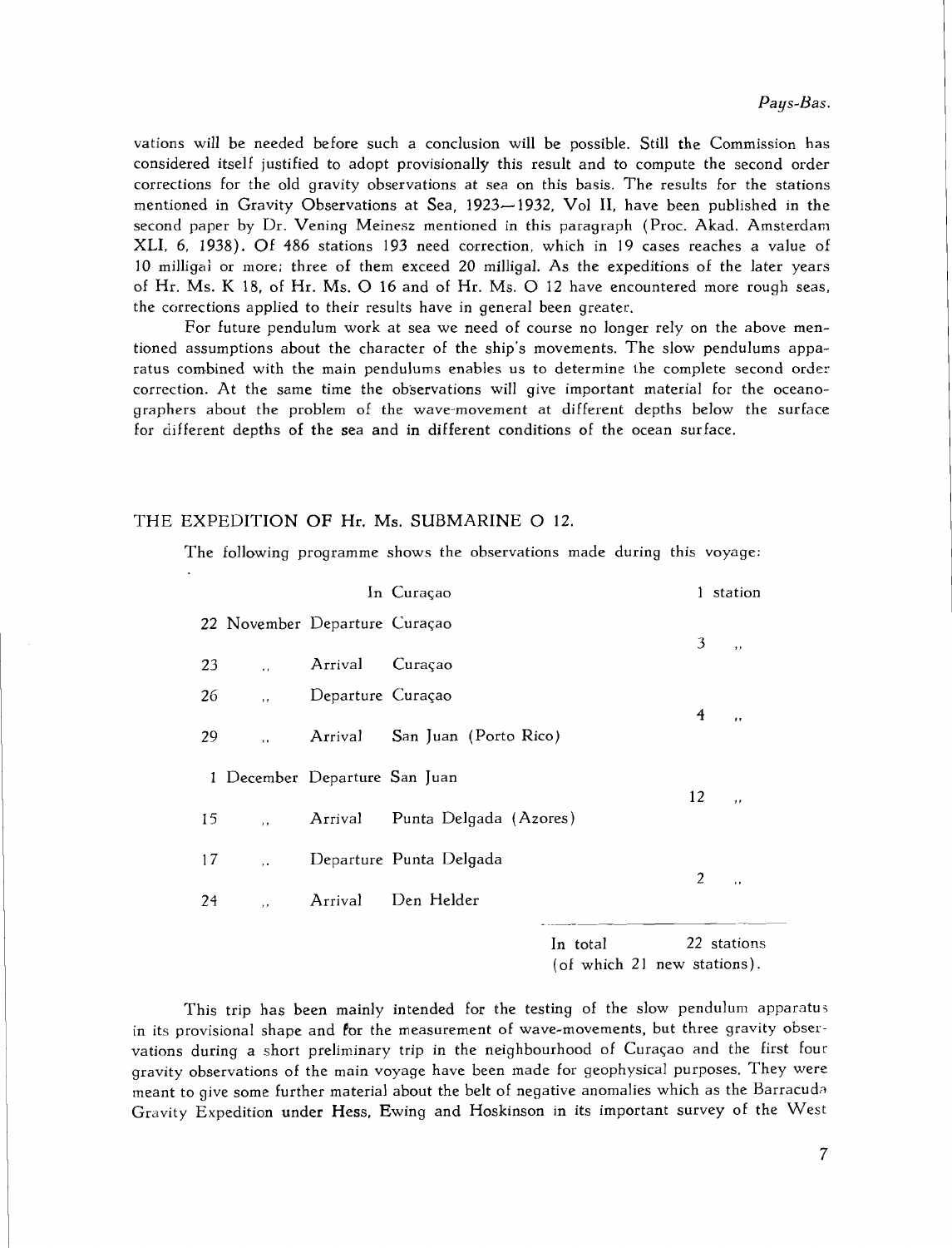vations will be needed before such a conclusion will be possible. Still the Commission has considered itself justified to adopt provisionally this result and to compute the second order corrections for the old gravity observations at sea on this basis. The results for the stations mentioned in Gravity Observations at Sea, 1923—1932, Vol II, have been published in the second paper by Dr. Vening Meinesz mentioned in this paragraph (Proc. Akad. Amsterdam XLI, 6, 1938). Of 486 stations 193 need correction, which in 19 cases reaches a value of 10 milligal or more; three of them exceed 20 milligal. As the expeditions of the later years of Hr. Ms. K 18, of Hr. Ms. O 16 and of Hr. Ms. O 12 have encountered more rough seas, the corrections applied to their results have in general been greater.

For future pendulum work at sea we need of course no longer rely on the above mentioned assumptions about the character of the ship's movements. The slow pendulums apparatus combined with the main pendulums enables us to determine the complete second order correction. At the same time the observations will give important material for the oceanographers about the problem of the wave-movement at different depths below the surface for different depths of the sea and in different conditions of the ocean surface.

## THE EXPEDITION OF Hr. Ms. SUBMARINE O 12.

The following programme shows the observations made during this voyage:

| | | | | |
|---|---|---|---|---|
| | | | In Curaçao | 1 station |
| 22 November | | Departure | Curaçao | |
| | | | | 3 ,, |
| 23 | ,, | Arrival | Curaçao | |
| 26 | ,, | Departure | Curaçao | |
| | | | | 4 ,, |
| 29 | ,, | Arrival | San Juan (Porto Rico) | |
| 1 December | | Departure | San Juan | |
| | | | | 12 ,, |
| 15 | ,, | Arrival | Punta Delgada (Azores) | |
| 17 | ,, | Departure | Punta Delgada | |
| | | | | 2 ,, |
| 24 | ,, | Arrival | Den Helder | |
| | | | In total | 22 stations |
| | | | | (of which 21 new stations). |

This trip has been mainly intended for the testing of the slow pendulum apparatus in its provisional shape and for the measurement of wave-movements, but three gravity observations during a short preliminary trip in the neighbourhood of Curaçao and the first four gravity observations of the main voyage have been made for geophysical purposes. They were meant to give some further material about the belt of negative anomalies which as the Barracuda Gravity Expedition under Hess, Ewing and Hoskinson in its important survey of the West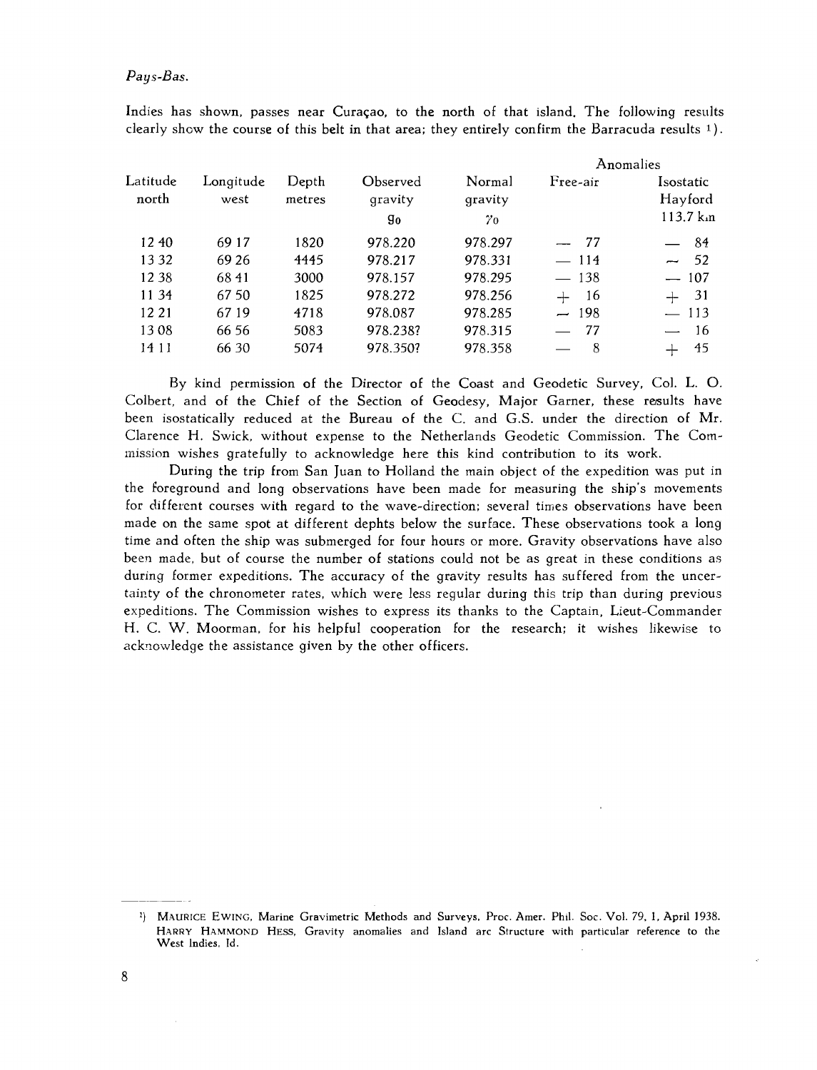Indies has shown, passes near Curaçao, to the north of that island. The following results clearly show the course of this belt in that area; they entirely confirm the Barracuda results [1]).

| Latitude north | Longitude west | Depth metres | Observed gravity $g_0$ | Normal gravity $\gamma_0$ | Anomalies Free-air | Anomalies Isostatic Hayford 113.7 km |
|---|---|---|---|---|---|---|
| 12 40 | 69 17 | 1820 | 978.220 | 978.297 | − 77 | − 84 |
| 13 32 | 69 26 | 4445 | 978.217 | 978.331 | − 114 | − 52 |
| 12 38 | 68 41 | 3000 | 978.157 | 978.295 | − 138 | − 107 |
| 11 34 | 67 50 | 1825 | 978.272 | 978.256 | + 16 | + 31 |
| 12 21 | 67 19 | 4718 | 978.087 | 978.285 | − 198 | − 113 |
| 13 08 | 66 56 | 5083 | 978.238? | 978.315 | − 77 | − 16 |
| 14 11 | 66 30 | 5074 | 978.350? | 978.358 | − 8 | + 45 |

By kind permission of the Director of the Coast and Geodetic Survey, Col. L. O. Colbert, and of the Chief of the Section of Geodesy, Major Garner, these results have been isostatically reduced at the Bureau of the C. and G.S. under the direction of Mr. Clarence H. Swick, without expense to the Netherlands Geodetic Commission. The Commission wishes gratefully to acknowledge here this kind contribution to its work.

During the trip from San Juan to Holland the main object of the expedition was put in the foreground and long observations have been made for measuring the ship's movements for different courses with regard to the wave-direction; several times observations have been made on the same spot at different dephts below the surface. These observations took a long time and often the ship was submerged for four hours or more. Gravity observations have also been made, but of course the number of stations could not be as great in these conditions as during former expeditions. The accuracy of the gravity results has suffered from the uncertainty of the chronometer rates, which were less regular during this trip than during previous expeditions. The Commission wishes to express its thanks to the Captain, Lieut-Commander H. C. W. Moorman, for his helpful cooperation for the research; it wishes likewise to acknowledge the assistance given by the other officers.

---

[1]) Maurice Ewing, Marine Gravimetric Methods and Surveys. Proc. Amer. Phil. Soc. Vol. 79, 1, April 1938. Harry Hammond Hess, Gravity anomalies and Island arc Structure with particular reference to the West Indies. Id.